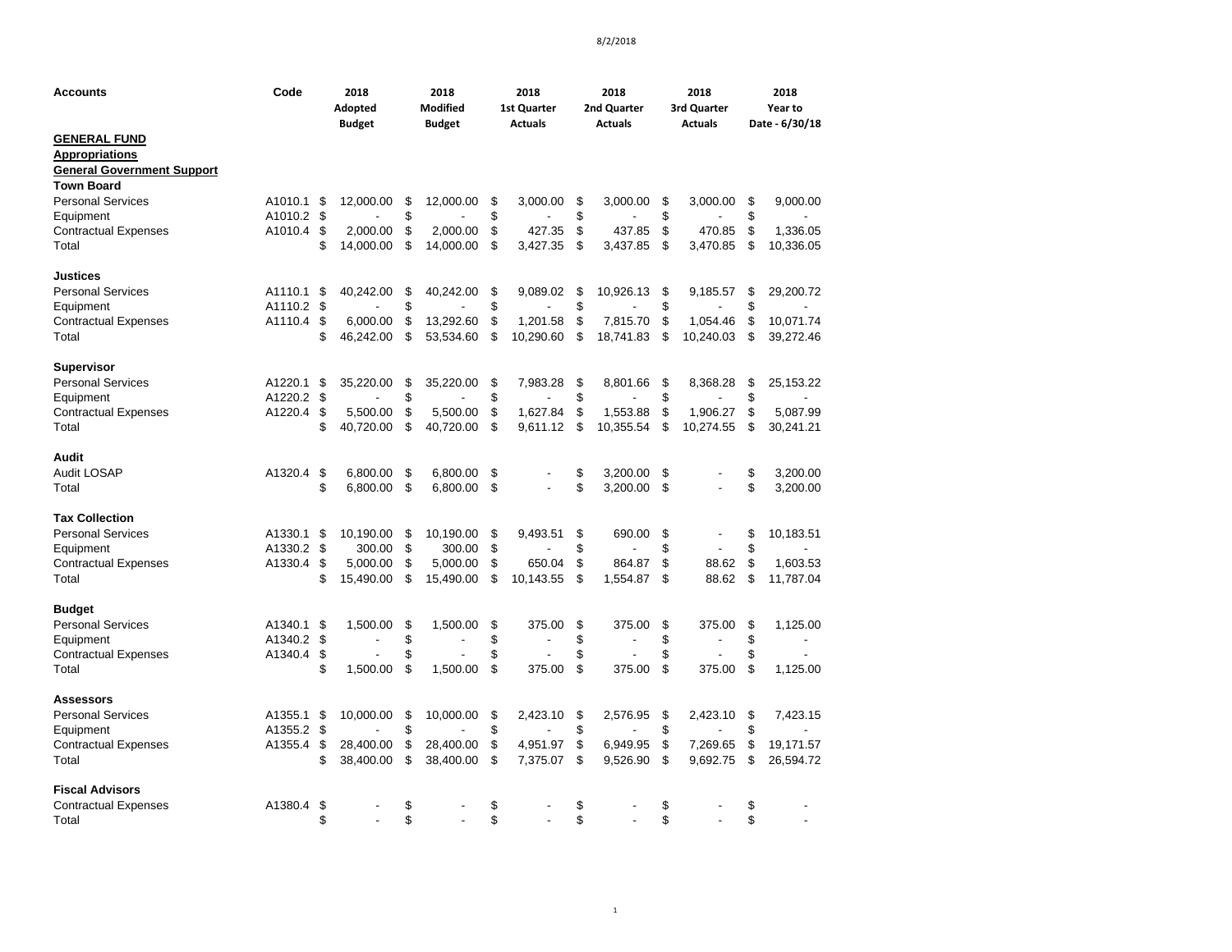| Accounts | Code | 2018 Adopted Budget | 2018 Modified Budget | 2018 1st Quarter Actuals | 2018 2nd Quarter Actuals | 2018 3rd Quarter Actuals | 2018 Year to Date - 6/30/18 |
|---|---|---|---|---|---|---|---|
| **GENERAL FUND** | | | | | | | |
| **Appropriations** | | | | | | | |
| **General Government Support** | | | | | | | |
| **Town Board** | | | | | | | |
| Personal Services | A1010.1 | $ 12,000.00 | $ 12,000.00 | $ 3,000.00 | $ 3,000.00 | $ 3,000.00 | $ 9,000.00 |
| Equipment | A1010.2 | $ - | $ - | $ - | $ - | $ - | $ - |
| Contractual Expenses | A1010.4 | $ 2,000.00 | $ 2,000.00 | $ 427.35 | $ 437.85 | $ 470.85 | $ 1,336.05 |
| Total | | $ 14,000.00 | $ 14,000.00 | $ 3,427.35 | $ 3,437.85 | $ 3,470.85 | $ 10,336.05 |
| **Justices** | | | | | | | |
| Personal Services | A1110.1 | $ 40,242.00 | $ 40,242.00 | $ 9,089.02 | $ 10,926.13 | $ 9,185.57 | $ 29,200.72 |
| Equipment | A1110.2 | $ - | $ - | $ - | $ - | $ - | $ - |
| Contractual Expenses | A1110.4 | $ 6,000.00 | $ 13,292.60 | $ 1,201.58 | $ 7,815.70 | $ 1,054.46 | $ 10,071.74 |
| Total | | $ 46,242.00 | $ 53,534.60 | $ 10,290.60 | $ 18,741.83 | $ 10,240.03 | $ 39,272.46 |
| **Supervisor** | | | | | | | |
| Personal Services | A1220.1 | $ 35,220.00 | $ 35,220.00 | $ 7,983.28 | $ 8,801.66 | $ 8,368.28 | $ 25,153.22 |
| Equipment | A1220.2 | $ - | $ - | $ - | $ - | $ - | $ - |
| Contractual Expenses | A1220.4 | $ 5,500.00 | $ 5,500.00 | $ 1,627.84 | $ 1,553.88 | $ 1,906.27 | $ 5,087.99 |
| Total | | $ 40,720.00 | $ 40,720.00 | $ 9,611.12 | $ 10,355.54 | $ 10,274.55 | $ 30,241.21 |
| **Audit** | | | | | | | |
| Audit LOSAP | A1320.4 | $ 6,800.00 | $ 6,800.00 | $ - | $ 3,200.00 | $ - | $ 3,200.00 |
| Total | | $ 6,800.00 | $ 6,800.00 | $ - | $ 3,200.00 | $ - | $ 3,200.00 |
| **Tax Collection** | | | | | | | |
| Personal Services | A1330.1 | $ 10,190.00 | $ 10,190.00 | $ 9,493.51 | $ 690.00 | $ - | $ 10,183.51 |
| Equipment | A1330.2 | $ 300.00 | $ 300.00 | $ - | $ - | $ - | $ - |
| Contractual Expenses | A1330.4 | $ 5,000.00 | $ 5,000.00 | $ 650.04 | $ 864.87 | $ 88.62 | $ 1,603.53 |
| Total | | $ 15,490.00 | $ 15,490.00 | $ 10,143.55 | $ 1,554.87 | $ 88.62 | $ 11,787.04 |
| **Budget** | | | | | | | |
| Personal Services | A1340.1 | $ 1,500.00 | $ 1,500.00 | $ 375.00 | $ 375.00 | $ 375.00 | $ 1,125.00 |
| Equipment | A1340.2 | $ - | $ - | $ - | $ - | $ - | $ - |
| Contractual Expenses | A1340.4 | $ - | $ - | $ - | $ - | $ - | $ - |
| Total | | $ 1,500.00 | $ 1,500.00 | $ 375.00 | $ 375.00 | $ 375.00 | $ 1,125.00 |
| **Assessors** | | | | | | | |
| Personal Services | A1355.1 | $ 10,000.00 | $ 10,000.00 | $ 2,423.10 | $ 2,576.95 | $ 2,423.10 | $ 7,423.15 |
| Equipment | A1355.2 | $ - | $ - | $ - | $ - | $ - | $ - |
| Contractual Expenses | A1355.4 | $ 28,400.00 | $ 28,400.00 | $ 4,951.97 | $ 6,949.95 | $ 7,269.65 | $ 19,171.57 |
| Total | | $ 38,400.00 | $ 38,400.00 | $ 7,375.07 | $ 9,526.90 | $ 9,692.75 | $ 26,594.72 |
| **Fiscal Advisors** | | | | | | | |
| Contractual Expenses | A1380.4 | $ - | $ - | $ - | $ - | $ - | $ - |
| Total | | $ - | $ - | $ - | $ - | $ - | $ - |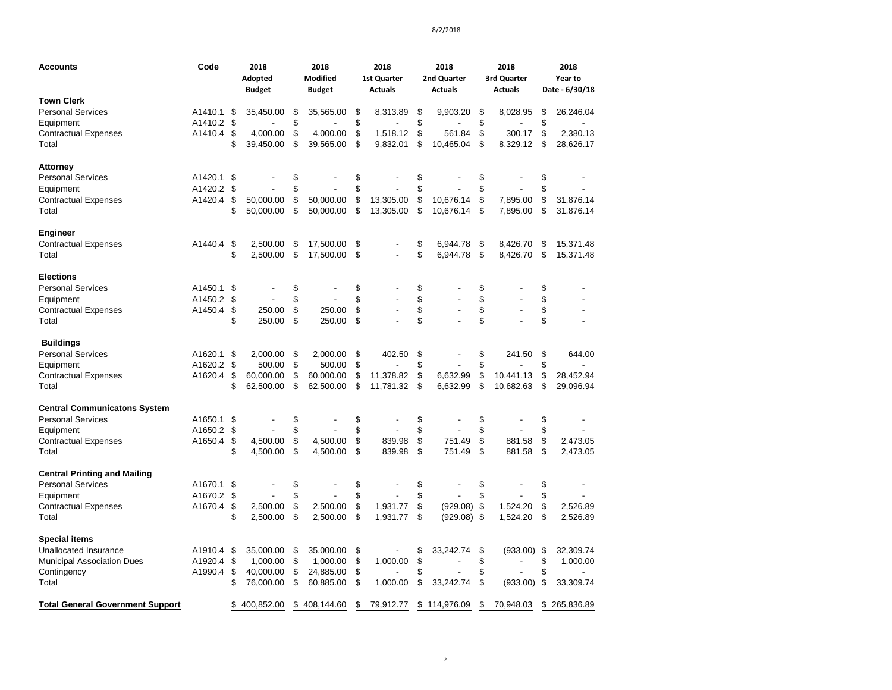| Accounts | Code | 2018 Adopted Budget | 2018 Modified Budget | 2018 1st Quarter Actuals | 2018 2nd Quarter Actuals | 2018 3rd Quarter Actuals | 2018 Year to Date - 6/30/18 |
|---|---|---|---|---|---|---|---|
| **Town Clerk** | | | | | | | |
| Personal Services | A1410.1 | $ 35,450.00 | $ 35,565.00 | $ 8,313.89 | $ 9,903.20 | $ 8,028.95 | $ 26,246.04 |
| Equipment | A1410.2 | $ - | $ - | $ - | $ - | $ - | $ - |
| Contractual Expenses | A1410.4 | $ 4,000.00 | $ 4,000.00 | $ 1,518.12 | $ 561.84 | $ 300.17 | $ 2,380.13 |
| Total | | $ 39,450.00 | $ 39,565.00 | $ 9,832.01 | $ 10,465.04 | $ 8,329.12 | $ 28,626.17 |
| **Attorney** | | | | | | | |
| Personal Services | A1420.1 | $ - | $ - | $ - | $ - | $ - | $ - |
| Equipment | A1420.2 | $ - | $ - | $ - | $ - | $ - | $ - |
| Contractual Expenses | A1420.4 | $ 50,000.00 | $ 50,000.00 | $ 13,305.00 | $ 10,676.14 | $ 7,895.00 | $ 31,876.14 |
| Total | | $ 50,000.00 | $ 50,000.00 | $ 13,305.00 | $ 10,676.14 | $ 7,895.00 | $ 31,876.14 |
| **Engineer** | | | | | | | |
| Contractual Expenses | A1440.4 | $ 2,500.00 | $ 17,500.00 | $ - | $ 6,944.78 | $ 8,426.70 | $ 15,371.48 |
| Total | | $ 2,500.00 | $ 17,500.00 | $ - | $ 6,944.78 | $ 8,426.70 | $ 15,371.48 |
| **Elections** | | | | | | | |
| Personal Services | A1450.1 | $ - | $ - | $ - | $ - | $ - | $ - |
| Equipment | A1450.2 | $ - | $ - | $ - | $ - | $ - | $ - |
| Contractual Expenses | A1450.4 | $ 250.00 | $ 250.00 | $ - | $ - | $ - | $ - |
| Total | | $ 250.00 | $ 250.00 | $ - | $ - | $ - | $ - |
| **Buildings** | | | | | | | |
| Personal Services | A1620.1 | $ 2,000.00 | $ 2,000.00 | $ 402.50 | $ - | $ 241.50 | $ 644.00 |
| Equipment | A1620.2 | $ 500.00 | $ 500.00 | $ - | $ - | $ - | $ - |
| Contractual Expenses | A1620.4 | $ 60,000.00 | $ 60,000.00 | $ 11,378.82 | $ 6,632.99 | $ 10,441.13 | $ 28,452.94 |
| Total | | $ 62,500.00 | $ 62,500.00 | $ 11,781.32 | $ 6,632.99 | $ 10,682.63 | $ 29,096.94 |
| **Central Communicatons System** | | | | | | | |
| Personal Services | A1650.1 | $ - | $ - | $ - | $ - | $ - | $ - |
| Equipment | A1650.2 | $ - | $ - | $ - | $ - | $ - | $ - |
| Contractual Expenses | A1650.4 | $ 4,500.00 | $ 4,500.00 | $ 839.98 | $ 751.49 | $ 881.58 | $ 2,473.05 |
| Total | | $ 4,500.00 | $ 4,500.00 | $ 839.98 | $ 751.49 | $ 881.58 | $ 2,473.05 |
| **Central Printing and Mailing** | | | | | | | |
| Personal Services | A1670.1 | $ - | $ - | $ - | $ - | $ - | $ - |
| Equipment | A1670.2 | $ - | $ - | $ - | $ - | $ - | $ - |
| Contractual Expenses | A1670.4 | $ 2,500.00 | $ 2,500.00 | $ 1,931.77 | $ (929.08) | $ 1,524.20 | $ 2,526.89 |
| Total | | $ 2,500.00 | $ 2,500.00 | $ 1,931.77 | $ (929.08) | $ 1,524.20 | $ 2,526.89 |
| **Special items** | | | | | | | |
| Unallocated Insurance | A1910.4 | $ 35,000.00 | $ 35,000.00 | $ - | $ 33,242.74 | $ (933.00) | $ 32,309.74 |
| Municipal Association Dues | A1920.4 | $ 1,000.00 | $ 1,000.00 | $ 1,000.00 | $ - | $ - | $ 1,000.00 |
| Contingency | A1990.4 | $ 40,000.00 | $ 24,885.00 | $ - | $ - | $ - | $ - |
| Total | | $ 76,000.00 | $ 60,885.00 | $ 1,000.00 | $ 33,242.74 | $ (933.00) | $ 33,309.74 |
| **Total General Government Support** | | $ 400,852.00 | $ 408,144.60 | $ 79,912.77 | $ 114,976.09 | $ 70,948.03 | $ 265,836.89 |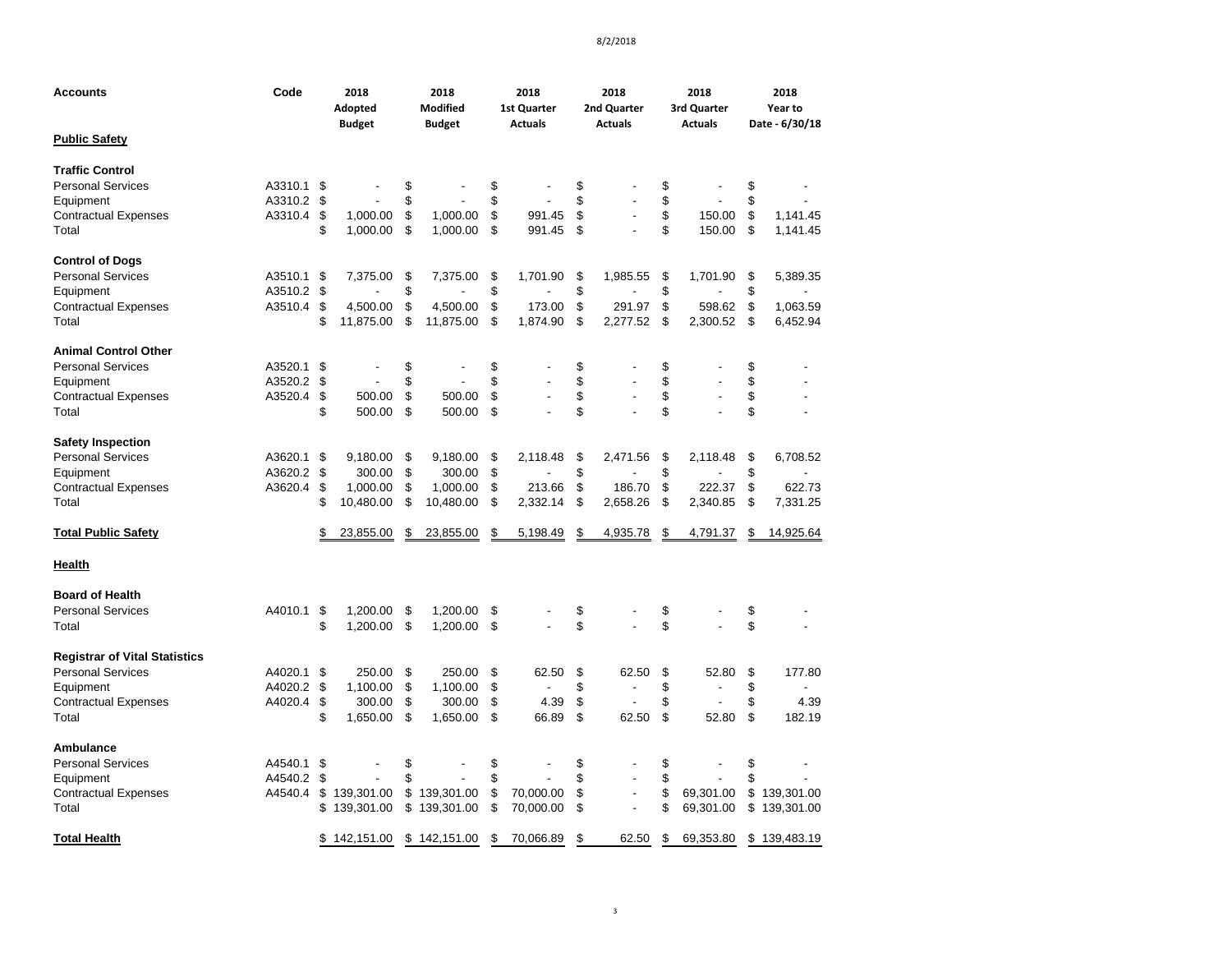| Accounts | Code | 2018 Adopted Budget | 2018 Modified Budget | 2018 1st Quarter Actuals | 2018 2nd Quarter Actuals | 2018 3rd Quarter Actuals | 2018 Year to Date - 6/30/18 |
|---|---|---|---|---|---|---|---|
| **Public Safety** | | | | | | | |
| **Traffic Control** | | | | | | | |
| Personal Services | A3310.1 | $ - | $ - | $ - | $ - | $ - | $ - |
| Equipment | A3310.2 | $ - | $ - | $ - | $ - | $ - | $ - |
| Contractual Expenses | A3310.4 | $ 1,000.00 | $ 1,000.00 | $ 991.45 | $ - | $ 150.00 | $ 1,141.45 |
| Total | | $ 1,000.00 | $ 1,000.00 | $ 991.45 | $ - | $ 150.00 | $ 1,141.45 |
| **Control of Dogs** | | | | | | | |
| Personal Services | A3510.1 | $ 7,375.00 | $ 7,375.00 | $ 1,701.90 | $ 1,985.55 | $ 1,701.90 | $ 5,389.35 |
| Equipment | A3510.2 | $ - | $ - | $ - | $ - | $ - | $ - |
| Contractual Expenses | A3510.4 | $ 4,500.00 | $ 4,500.00 | $ 173.00 | $ 291.97 | $ 598.62 | $ 1,063.59 |
| Total | | $ 11,875.00 | $ 11,875.00 | $ 1,874.90 | $ 2,277.52 | $ 2,300.52 | $ 6,452.94 |
| **Animal Control Other** | | | | | | | |
| Personal Services | A3520.1 | $ - | $ - | $ - | $ - | $ - | $ - |
| Equipment | A3520.2 | $ - | $ - | $ - | $ - | $ - | $ - |
| Contractual Expenses | A3520.4 | $ 500.00 | $ 500.00 | $ - | $ - | $ - | $ - |
| Total | | $ 500.00 | $ 500.00 | $ - | $ - | $ - | $ - |
| **Safety Inspection** | | | | | | | |
| Personal Services | A3620.1 | $ 9,180.00 | $ 9,180.00 | $ 2,118.48 | $ 2,471.56 | $ 2,118.48 | $ 6,708.52 |
| Equipment | A3620.2 | $ 300.00 | $ 300.00 | $ - | $ - | $ - | $ - |
| Contractual Expenses | A3620.4 | $ 1,000.00 | $ 1,000.00 | $ 213.66 | $ 186.70 | $ 222.37 | $ 622.73 |
| Total | | $ 10,480.00 | $ 10,480.00 | $ 2,332.14 | $ 2,658.26 | $ 2,340.85 | $ 7,331.25 |
| **Total Public Safety** | | $ 23,855.00 | $ 23,855.00 | $ 5,198.49 | $ 4,935.78 | $ 4,791.37 | $ 14,925.64 |
| **Health** | | | | | | | |
| **Board of Health** | | | | | | | |
| Personal Services | A4010.1 | $ 1,200.00 | $ 1,200.00 | $ - | $ - | $ - | $ - |
| Total | | $ 1,200.00 | $ 1,200.00 | $ - | $ - | $ - | $ - |
| **Registrar of Vital Statistics** | | | | | | | |
| Personal Services | A4020.1 | $ 250.00 | $ 250.00 | $ 62.50 | $ 62.50 | $ 52.80 | $ 177.80 |
| Equipment | A4020.2 | $ 1,100.00 | $ 1,100.00 | $ - | $ - | $ - | $ - |
| Contractual Expenses | A4020.4 | $ 300.00 | $ 300.00 | $ 4.39 | $ - | $ - | $ 4.39 |
| Total | | $ 1,650.00 | $ 1,650.00 | $ 66.89 | $ 62.50 | $ 52.80 | $ 182.19 |
| **Ambulance** | | | | | | | |
| Personal Services | A4540.1 | $ - | $ - | $ - | $ - | $ - | $ - |
| Equipment | A4540.2 | $ - | $ - | $ - | $ - | $ - | $ - |
| Contractual Expenses | A4540.4 | $ 139,301.00 | $ 139,301.00 | $ 70,000.00 | $ - | $ 69,301.00 | $ 139,301.00 |
| Total | | $ 139,301.00 | $ 139,301.00 | $ 70,000.00 | $ - | $ 69,301.00 | $ 139,301.00 |
| **Total Health** | | $ 142,151.00 | $ 142,151.00 | $ 70,066.89 | $ 62.50 | $ 69,353.80 | $ 139,483.19 |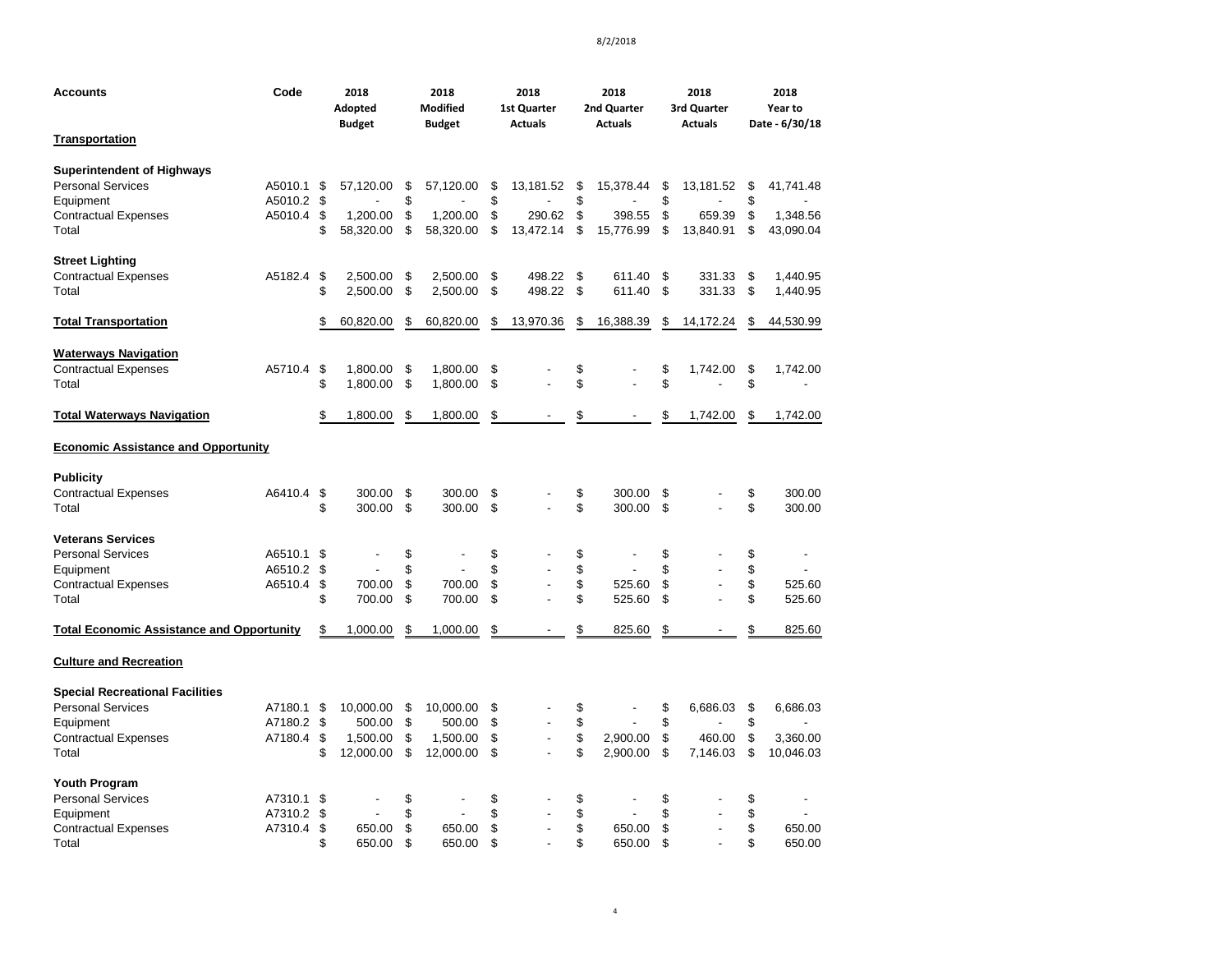| Accounts | Code | 2018 Adopted Budget | 2018 Modified Budget | 2018 1st Quarter Actuals | 2018 2nd Quarter Actuals | 2018 3rd Quarter Actuals | 2018 Year to Date - 6/30/18 |
|---|---|---|---|---|---|---|---|
| **Transportation** | | | | | | | |
| **Superintendent of Highways** | | | | | | | |
| Personal Services | A5010.1 | $ 57,120.00 | $ 57,120.00 | $ 13,181.52 | $ 15,378.44 | $ 13,181.52 | $ 41,741.48 |
| Equipment | A5010.2 | $ - | $ - | $ - | $ - | $ - | $ - |
| Contractual Expenses | A5010.4 | $ 1,200.00 | $ 1,200.00 | $ 290.62 | $ 398.55 | $ 659.39 | $ 1,348.56 |
| Total | | $ 58,320.00 | $ 58,320.00 | $ 13,472.14 | $ 15,776.99 | $ 13,840.91 | $ 43,090.04 |
| **Street Lighting** | | | | | | | |
| Contractual Expenses | A5182.4 | $ 2,500.00 | $ 2,500.00 | $ 498.22 | $ 611.40 | $ 331.33 | $ 1,440.95 |
| Total | | $ 2,500.00 | $ 2,500.00 | $ 498.22 | $ 611.40 | $ 331.33 | $ 1,440.95 |
| **Total Transportation** | | $ 60,820.00 | $ 60,820.00 | $ 13,970.36 | $ 16,388.39 | $ 14,172.24 | $ 44,530.99 |
| **Waterways Navigation** | | | | | | | |
| Contractual Expenses | A5710.4 | $ 1,800.00 | $ 1,800.00 | $ - | $ - | $ 1,742.00 | $ 1,742.00 |
| Total | | $ 1,800.00 | $ 1,800.00 | $ - | $ - | $ - | $ - |
| **Total Waterways Navigation** | | $ 1,800.00 | $ 1,800.00 | $ - | $ - | $ 1,742.00 | $ 1,742.00 |
| **Economic Assistance and Opportunity** | | | | | | | |
| **Publicity** | | | | | | | |
| Contractual Expenses | A6410.4 | $ 300.00 | $ 300.00 | $ - | $ 300.00 | $ - | $ 300.00 |
| Total | | $ 300.00 | $ 300.00 | $ - | $ 300.00 | $ - | $ 300.00 |
| **Veterans Services** | | | | | | | |
| Personal Services | A6510.1 | $ - | $ - | $ - | $ - | $ - | $ - |
| Equipment | A6510.2 | $ - | $ - | $ - | $ - | $ - | $ - |
| Contractual Expenses | A6510.4 | $ 700.00 | $ 700.00 | $ - | $ 525.60 | $ - | $ 525.60 |
| Total | | $ 700.00 | $ 700.00 | $ - | $ 525.60 | $ - | $ 525.60 |
| **Total Economic Assistance and Opportunity** | | $ 1,000.00 | $ 1,000.00 | $ - | $ 825.60 | $ - | $ 825.60 |
| **Culture and Recreation** | | | | | | | |
| **Special Recreational Facilities** | | | | | | | |
| Personal Services | A7180.1 | $ 10,000.00 | $ 10,000.00 | $ - | $ - | $ 6,686.03 | $ 6,686.03 |
| Equipment | A7180.2 | $ 500.00 | $ 500.00 | $ - | $ - | $ - | $ - |
| Contractual Expenses | A7180.4 | $ 1,500.00 | $ 1,500.00 | $ - | $ 2,900.00 | $ 460.00 | $ 3,360.00 |
| Total | | $ 12,000.00 | $ 12,000.00 | $ - | $ 2,900.00 | $ 7,146.03 | $ 10,046.03 |
| **Youth Program** | | | | | | | |
| Personal Services | A7310.1 | $ - | $ - | $ - | $ - | $ - | $ - |
| Equipment | A7310.2 | $ - | $ - | $ - | $ - | $ - | $ - |
| Contractual Expenses | A7310.4 | $ 650.00 | $ 650.00 | $ - | $ 650.00 | $ - | $ 650.00 |
| Total | | $ 650.00 | $ 650.00 | $ - | $ 650.00 | $ - | $ 650.00 |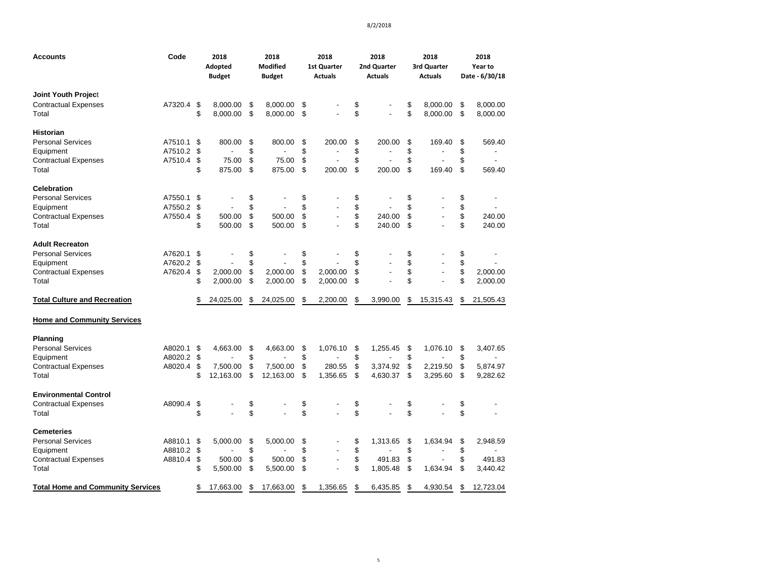8/2/2018

| Accounts | Code | 2018 Adopted Budget | 2018 Modified Budget | 2018 1st Quarter Actuals | 2018 2nd Quarter Actuals | 2018 3rd Quarter Actuals | 2018 Year to Date - 6/30/18 |
|---|---|---|---|---|---|---|---|
| **Joint Youth Project** | | | | | | | |
| Contractual Expenses | A7320.4 | $ 8,000.00 | $ 8,000.00 | $ - | $ - | $ 8,000.00 | $ 8,000.00 |
| Total | | $ 8,000.00 | $ 8,000.00 | $ - | $ - | $ 8,000.00 | $ 8,000.00 |
| **Historian** | | | | | | | |
| Personal Services | A7510.1 | $ 800.00 | $ 800.00 | $ 200.00 | $ 200.00 | $ 169.40 | $ 569.40 |
| Equipment | A7510.2 | $ - | $ - | $ - | $ - | $ - | $ - |
| Contractual Expenses | A7510.4 | $ 75.00 | $ 75.00 | $ - | $ - | $ - | $ - |
| Total | | $ 875.00 | $ 875.00 | $ 200.00 | $ 200.00 | $ 169.40 | $ 569.40 |
| **Celebration** | | | | | | | |
| Personal Services | A7550.1 | $ - | $ - | $ - | $ - | $ - | $ - |
| Equipment | A7550.2 | $ - | $ - | $ - | $ - | $ - | $ - |
| Contractual Expenses | A7550.4 | $ 500.00 | $ 500.00 | $ - | $ 240.00 | $ - | $ 240.00 |
| Total | | $ 500.00 | $ 500.00 | $ - | $ 240.00 | $ - | $ 240.00 |
| **Adult Recreaton** | | | | | | | |
| Personal Services | A7620.1 | $ - | $ - | $ - | $ - | $ - | $ - |
| Equipment | A7620.2 | $ - | $ - | $ - | $ - | $ - | $ - |
| Contractual Expenses | A7620.4 | $ 2,000.00 | $ 2,000.00 | $ 2,000.00 | $ - | $ - | $ 2,000.00 |
| Total | | $ 2,000.00 | $ 2,000.00 | $ 2,000.00 | $ - | $ - | $ 2,000.00 |
| **Total Culture and Recreation** | | $ 24,025.00 | $ 24,025.00 | $ 2,200.00 | $ 3,990.00 | $ 15,315.43 | $ 21,505.43 |
| **Home and Community Services** | | | | | | | |
| **Planning** | | | | | | | |
| Personal Services | A8020.1 | $ 4,663.00 | $ 4,663.00 | $ 1,076.10 | $ 1,255.45 | $ 1,076.10 | $ 3,407.65 |
| Equipment | A8020.2 | $ - | $ - | $ - | $ - | $ - | $ - |
| Contractual Expenses | A8020.4 | $ 7,500.00 | $ 7,500.00 | $ 280.55 | $ 3,374.92 | $ 2,219.50 | $ 5,874.97 |
| Total | | $ 12,163.00 | $ 12,163.00 | $ 1,356.65 | $ 4,630.37 | $ 3,295.60 | $ 9,282.62 |
| **Environmental Control** | | | | | | | |
| Contractual Expenses | A8090.4 | $ - | $ - | $ - | $ - | $ - | $ - |
| Total | | $ - | $ - | $ - | $ - | $ - | $ - |
| **Cemeteries** | | | | | | | |
| Personal Services | A8810.1 | $ 5,000.00 | $ 5,000.00 | $ - | $ 1,313.65 | $ 1,634.94 | $ 2,948.59 |
| Equipment | A8810.2 | $ - | $ - | $ - | $ - | $ - | $ - |
| Contractual Expenses | A8810.4 | $ 500.00 | $ 500.00 | $ - | $ 491.83 | $ - | $ 491.83 |
| Total | | $ 5,500.00 | $ 5,500.00 | $ - | $ 1,805.48 | $ 1,634.94 | $ 3,440.42 |
| **Total Home and Community Services** | | $ 17,663.00 | $ 17,663.00 | $ 1,356.65 | $ 6,435.85 | $ 4,930.54 | $ 12,723.04 |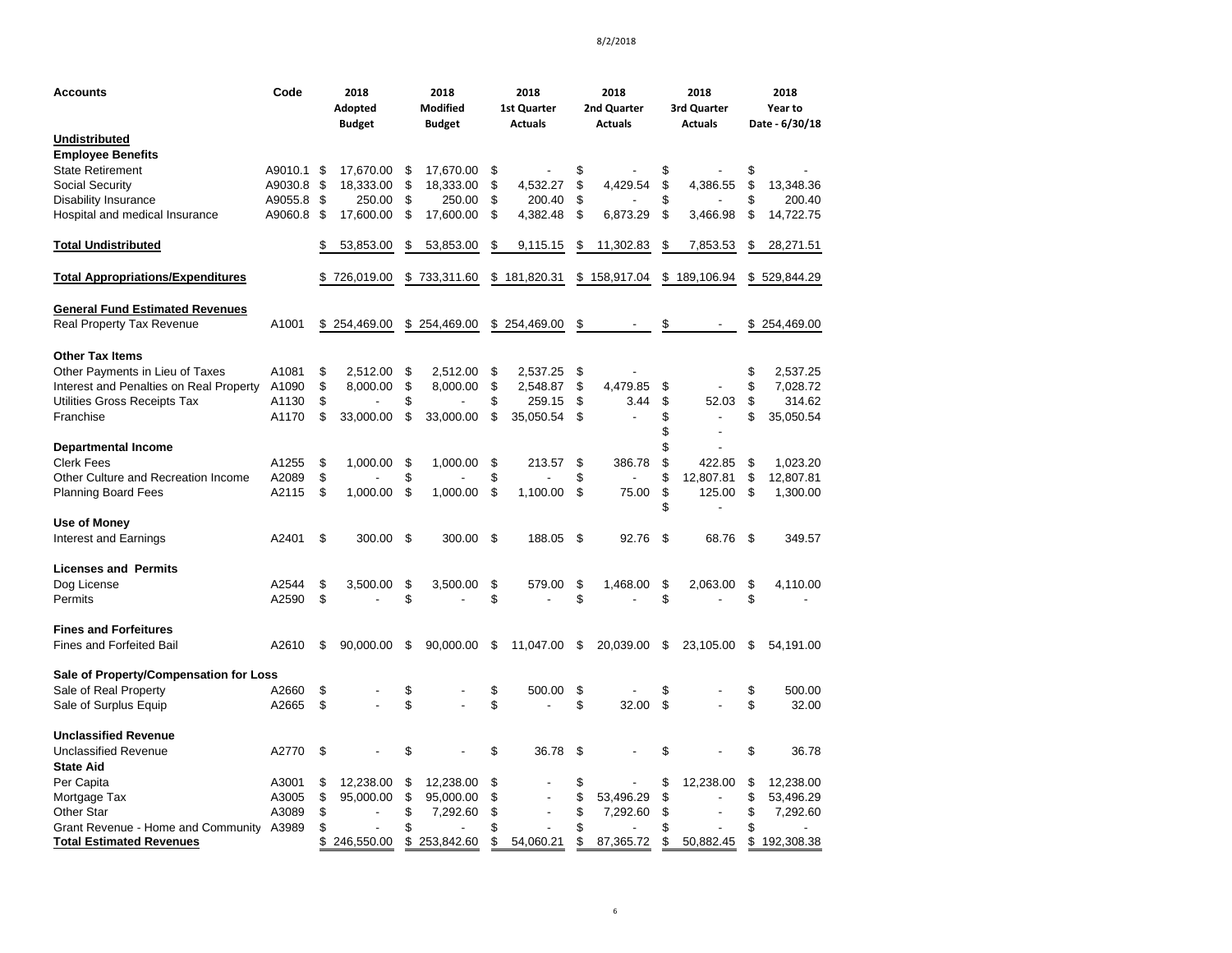8/2/2018

| Accounts | Code | 2018 Adopted Budget | 2018 Modified Budget | 2018 1st Quarter Actuals | 2018 2nd Quarter Actuals | 2018 3rd Quarter Actuals | 2018 Year to Date - 6/30/18 |
|---|---|---|---|---|---|---|---|
| **Undistributed** | | | | | | | |
| **Employee Benefits** | | | | | | | |
| State Retirement | A9010.1 | $ 17,670.00 | $ 17,670.00 | $ - | $ - | $ - | $ - |
| Social Security | A9030.8 | $ 18,333.00 | $ 18,333.00 | $ 4,532.27 | $ 4,429.54 | $ 4,386.55 | $ 13,348.36 |
| Disability Insurance | A9055.8 | $ 250.00 | $ 250.00 | $ 200.40 | $ - | $ - | $ 200.40 |
| Hospital and medical Insurance | A9060.8 | $ 17,600.00 | $ 17,600.00 | $ 4,382.48 | $ 6,873.29 | $ 3,466.98 | $ 14,722.75 |
| **Total Undistributed** | | $ 53,853.00 | $ 53,853.00 | $ 9,115.15 | $ 11,302.83 | $ 7,853.53 | $ 28,271.51 |
| **Total Appropriations/Expenditures** | | $ 726,019.00 | $ 733,311.60 | $ 181,820.31 | $ 158,917.04 | $ 189,106.94 | $ 529,844.29 |
| **General Fund Estimated Revenues** | | | | | | | |
| Real Property Tax Revenue | A1001 | $ 254,469.00 | $ 254,469.00 | $ 254,469.00 | $ - | $ - | $ 254,469.00 |
| **Other Tax Items** | | | | | | | |
| Other Payments in Lieu of Taxes | A1081 | $ 2,512.00 | $ 2,512.00 | $ 2,537.25 | $ - | | $ 2,537.25 |
| Interest and Penalties on Real Property | A1090 | $ 8,000.00 | $ 8,000.00 | $ 2,548.87 | $ 4,479.85 | $ - | $ 7,028.72 |
| Utilities Gross Receipts Tax | A1130 | $ - | $ - | $ 259.15 | $ 3.44 | $ 52.03 | $ 314.62 |
| Franchise | A1170 | $ 33,000.00 | $ 33,000.00 | $ 35,050.54 | $ - | $ - | $ 35,050.54 |
| | | | | | | $ - | |
| **Departmental Income** | | | | | | $ - | |
| Clerk Fees | A1255 | $ 1,000.00 | $ 1,000.00 | $ 213.57 | $ 386.78 | $ 422.85 | $ 1,023.20 |
| Other Culture and Recreation Income | A2089 | $ - | $ - | $ - | $ - | $ 12,807.81 | $ 12,807.81 |
| Planning Board Fees | A2115 | $ 1,000.00 | $ 1,000.00 | $ 1,100.00 | $ 75.00 | $ 125.00 | $ 1,300.00 |
| | | | | | | $ - | |
| **Use of Money** | | | | | | | |
| Interest and Earnings | A2401 | $ 300.00 | $ 300.00 | $ 188.05 | $ 92.76 | $ 68.76 | $ 349.57 |
| **Licenses and Permits** | | | | | | | |
| Dog License | A2544 | $ 3,500.00 | $ 3,500.00 | $ 579.00 | $ 1,468.00 | $ 2,063.00 | $ 4,110.00 |
| Permits | A2590 | $ - | $ - | $ - | $ - | $ - | $ - |
| **Fines and Forfeitures** | | | | | | | |
| Fines and Forfeited Bail | A2610 | $ 90,000.00 | $ 90,000.00 | $ 11,047.00 | $ 20,039.00 | $ 23,105.00 | $ 54,191.00 |
| **Sale of Property/Compensation for Loss** | | | | | | | |
| Sale of Real Property | A2660 | $ - | $ - | $ 500.00 | $ - | $ - | $ 500.00 |
| Sale of Surplus Equip | A2665 | $ - | $ - | $ - | $ 32.00 | $ - | $ 32.00 |
| **Unclassified Revenue** | | | | | | | |
| Unclassified Revenue | A2770 | $ - | $ - | $ 36.78 | $ - | $ - | $ 36.78 |
| **State Aid** | | | | | | | |
| Per Capita | A3001 | $ 12,238.00 | $ 12,238.00 | $ - | $ - | $ 12,238.00 | $ 12,238.00 |
| Mortgage Tax | A3005 | $ 95,000.00 | $ 95,000.00 | $ - | $ 53,496.29 | $ - | $ 53,496.29 |
| Other Star | A3089 | $ - | $ 7,292.60 | $ - | $ 7,292.60 | $ - | $ 7,292.60 |
| Grant Revenue - Home and Community | A3989 | $ - | $ - | $ - | $ - | $ - | $ - |
| **Total Estimated Revenues** | | $ 246,550.00 | $ 253,842.60 | $ 54,060.21 | $ 87,365.72 | $ 50,882.45 | $ 192,308.38 |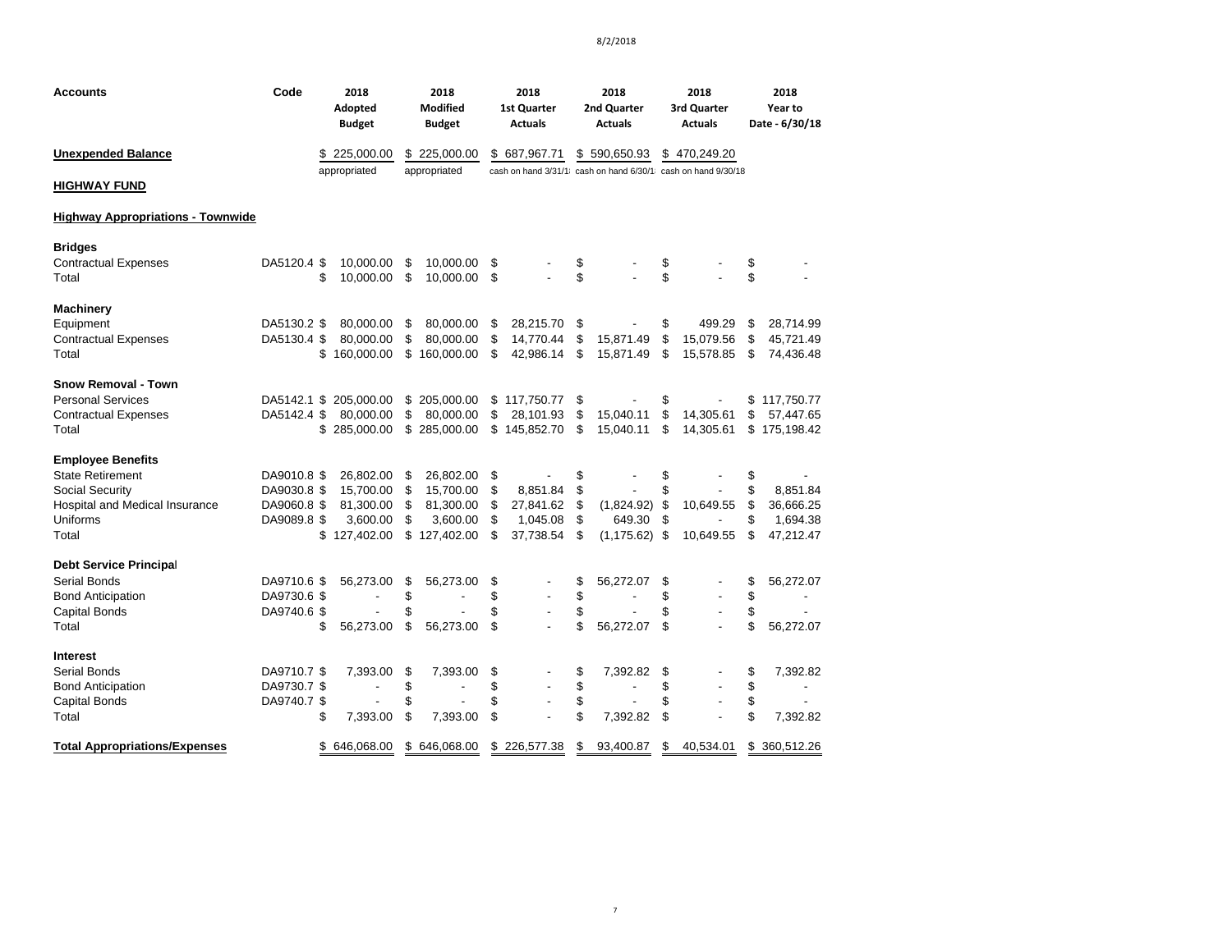8/2/2018

| Accounts | Code | 2018 Adopted Budget | 2018 Modified Budget | 2018 1st Quarter Actuals | 2018 2nd Quarter Actuals | 2018 3rd Quarter Actuals | 2018 Year to Date - 6/30/18 |
|---|---|---|---|---|---|---|---|
| **Unexpended Balance** | | $ 225,000.00 | $ 225,000.00 | $ 687,967.71 | $ 590,650.93 | $ 470,249.20 | |
| | | appropriated | appropriated | cash on hand 3/31/1 | cash on hand 6/30/1 | cash on hand 9/30/18 | |
| **HIGHWAY FUND** | | | | | | | |
| **Highway Appropriations - Townwide** | | | | | | | |
| **Bridges** | | | | | | | |
| Contractual Expenses | DA5120.4 | $ 10,000.00 | $ 10,000.00 | $ - | $ - | $ - | $ - |
| Total | | $ 10,000.00 | $ 10,000.00 | $ - | $ - | $ - | $ - |
| **Machinery** | | | | | | | |
| Equipment | DA5130.2 | $ 80,000.00 | $ 80,000.00 | $ 28,215.70 | $ - | $ 499.29 | $ 28,714.99 |
| Contractual Expenses | DA5130.4 | $ 80,000.00 | $ 80,000.00 | $ 14,770.44 | $ 15,871.49 | $ 15,079.56 | $ 45,721.49 |
| Total | | $ 160,000.00 | $ 160,000.00 | $ 42,986.14 | $ 15,871.49 | $ 15,578.85 | $ 74,436.48 |
| **Snow Removal - Town** | | | | | | | |
| Personal Services | DA5142.1 | $ 205,000.00 | $ 205,000.00 | $ 117,750.77 | $ - | $ - | $ 117,750.77 |
| Contractual Expenses | DA5142.4 | $ 80,000.00 | $ 80,000.00 | $ 28,101.93 | $ 15,040.11 | $ 14,305.61 | $ 57,447.65 |
| Total | | $ 285,000.00 | $ 285,000.00 | $ 145,852.70 | $ 15,040.11 | $ 14,305.61 | $ 175,198.42 |
| **Employee Benefits** | | | | | | | |
| State Retirement | DA9010.8 | $ 26,802.00 | $ 26,802.00 | $ - | $ - | $ - | $ - |
| Social Security | DA9030.8 | $ 15,700.00 | $ 15,700.00 | $ 8,851.84 | $ - | $ - | $ 8,851.84 |
| Hospital and Medical Insurance | DA9060.8 | $ 81,300.00 | $ 81,300.00 | $ 27,841.62 | $ (1,824.92) | $ 10,649.55 | $ 36,666.25 |
| Uniforms | DA9089.8 | $ 3,600.00 | $ 3,600.00 | $ 1,045.08 | $ 649.30 | $ - | $ 1,694.38 |
| Total | | $ 127,402.00 | $ 127,402.00 | $ 37,738.54 | $ (1,175.62) | $ 10,649.55 | $ 47,212.47 |
| **Debt Service Principal** | | | | | | | |
| Serial Bonds | DA9710.6 | $ 56,273.00 | $ 56,273.00 | $ - | $ 56,272.07 | $ - | $ 56,272.07 |
| Bond Anticipation | DA9730.6 | $ - | $ - | $ - | $ - | $ - | $ - |
| Capital Bonds | DA9740.6 | $ - | $ - | $ - | $ - | $ - | $ - |
| Total | | $ 56,273.00 | $ 56,273.00 | $ - | $ 56,272.07 | $ - | $ 56,272.07 |
| **Interest** | | | | | | | |
| Serial Bonds | DA9710.7 | $ 7,393.00 | $ 7,393.00 | $ - | $ 7,392.82 | $ - | $ 7,392.82 |
| Bond Anticipation | DA9730.7 | $ - | $ - | $ - | $ - | $ - | $ - |
| Capital Bonds | DA9740.7 | $ - | $ - | $ - | $ - | $ - | $ - |
| Total | | $ 7,393.00 | $ 7,393.00 | $ - | $ 7,392.82 | $ - | $ 7,392.82 |
| **Total Appropriations/Expenses** | | $ 646,068.00 | $ 646,068.00 | $ 226,577.38 | $ 93,400.87 | $ 40,534.01 | $ 360,512.26 |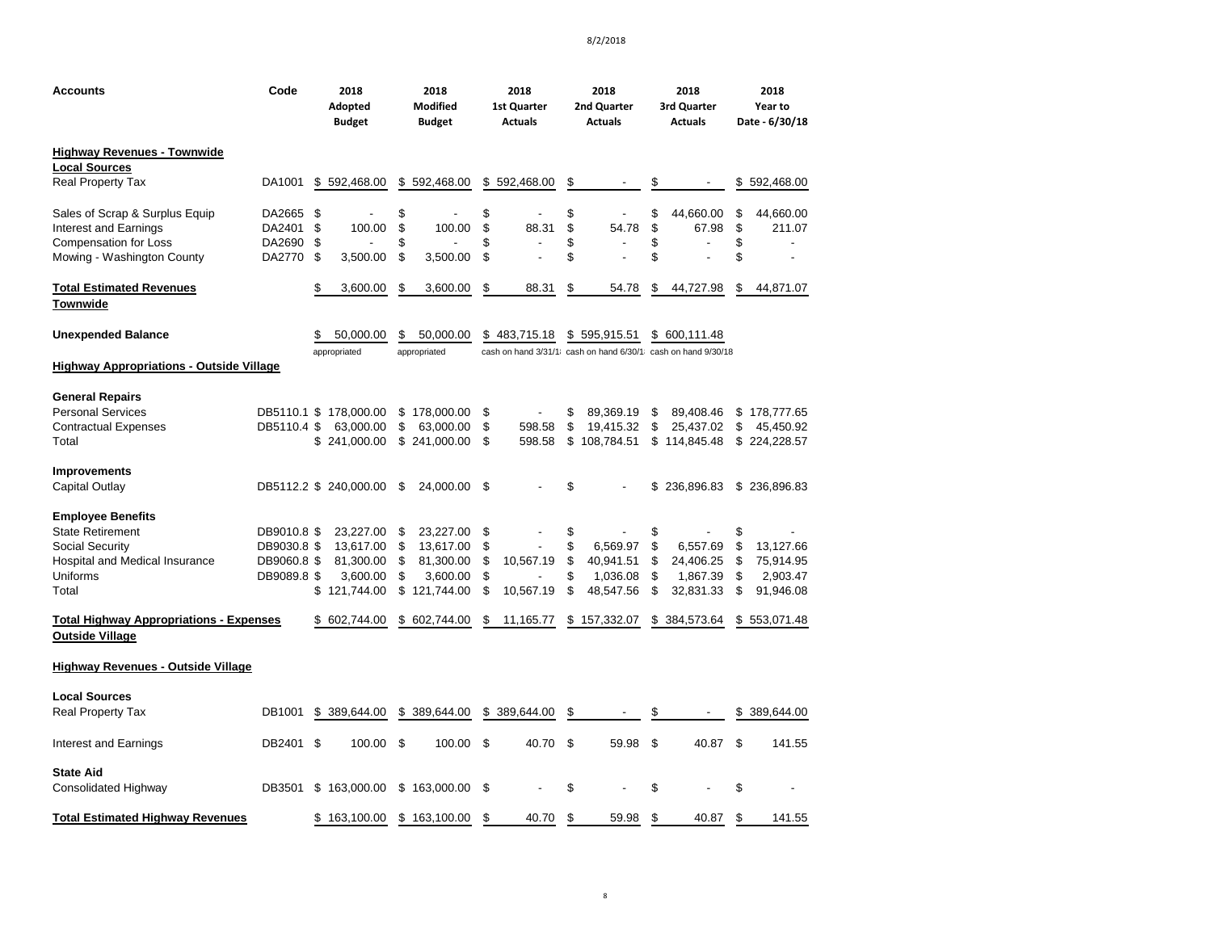8/2/2018

| Accounts | Code | 2018 Adopted Budget | 2018 Modified Budget | 2018 1st Quarter Actuals | 2018 2nd Quarter Actuals | 2018 3rd Quarter Actuals | 2018 Year to Date - 6/30/18 |
|---|---|---|---|---|---|---|---|
| **Highway Revenues - Townwide** | | | | | | | |
| **Local Sources** | | | | | | | |
| Real Property Tax | DA1001 | $ 592,468.00 | $ 592,468.00 | $ 592,468.00 | $ - | $ - | $ 592,468.00 |
| Sales of Scrap & Surplus Equip | DA2665 | $ - | $ - | $ - | $ - | $ 44,660.00 | $ 44,660.00 |
| Interest and Earnings | DA2401 | $ 100.00 | $ 100.00 | $ 88.31 | $ 54.78 | $ 67.98 | $ 211.07 |
| Compensation for Loss | DA2690 | $ - | $ - | $ - | $ - | $ - | $ - |
| Mowing - Washington County | DA2770 | $ 3,500.00 | $ 3,500.00 | $ - | $ - | $ - | $ - |
| **Total Estimated Revenues Townwide** | | $ 3,600.00 | $ 3,600.00 | $ 88.31 | $ 54.78 | $ 44,727.98 | $ 44,871.07 |
| **Unexpended Balance** | | $ 50,000.00 appropriated | $ 50,000.00 appropriated | $ 483,715.18 cash on hand 3/31/18 | $ 595,915.51 cash on hand 6/30/18 | $ 600,111.48 cash on hand 9/30/18 | |
| **Highway Appropriations - Outside Village** | | | | | | | |
| **General Repairs** | | | | | | | |
| Personal Services | DB5110.1 | $ 178,000.00 | $ 178,000.00 | $ - | $ 89,369.19 | $ 89,408.46 | $ 178,777.65 |
| Contractual Expenses | DB5110.4 | $ 63,000.00 | $ 63,000.00 | $ 598.58 | $ 19,415.32 | $ 25,437.02 | $ 45,450.92 |
| Total | | $ 241,000.00 | $ 241,000.00 | $ 598.58 | $ 108,784.51 | $ 114,845.48 | $ 224,228.57 |
| **Improvements** | | | | | | | |
| Capital Outlay | DB5112.2 | $ 240,000.00 | $ 24,000.00 | $ - | $ - | $ 236,896.83 | $ 236,896.83 |
| **Employee Benefits** | | | | | | | |
| State Retirement | DB9010.8 | $ 23,227.00 | $ 23,227.00 | $ - | $ - | $ - | $ - |
| Social Security | DB9030.8 | $ 13,617.00 | $ 13,617.00 | $ - | $ 6,569.97 | $ 6,557.69 | $ 13,127.66 |
| Hospital and Medical Insurance | DB9060.8 | $ 81,300.00 | $ 81,300.00 | $ 10,567.19 | $ 40,941.51 | $ 24,406.25 | $ 75,914.95 |
| Uniforms | DB9089.8 | $ 3,600.00 | $ 3,600.00 | $ - | $ 1,036.08 | $ 1,867.39 | $ 2,903.47 |
| Total | | $ 121,744.00 | $ 121,744.00 | $ 10,567.19 | $ 48,547.56 | $ 32,831.33 | $ 91,946.08 |
| **Total Highway Appropriations - Expenses Outside Village** | | $ 602,744.00 | $ 602,744.00 | $ 11,165.77 | $ 157,332.07 | $ 384,573.64 | $ 553,071.48 |
| **Highway Revenues - Outside Village** | | | | | | | |
| **Local Sources** | | | | | | | |
| Real Property Tax | DB1001 | $ 389,644.00 | $ 389,644.00 | $ 389,644.00 | $ - | $ - | $ 389,644.00 |
| Interest and Earnings | DB2401 | $ 100.00 | $ 100.00 | $ 40.70 | $ 59.98 | $ 40.87 | $ 141.55 |
| **State Aid** | | | | | | | |
| Consolidated Highway | DB3501 | $ 163,000.00 | $ 163,000.00 | $ - | $ - | $ - | $ - |
| **Total Estimated Highway Revenues** | | $ 163,100.00 | $ 163,100.00 | $ 40.70 | $ 59.98 | $ 40.87 | $ 141.55 |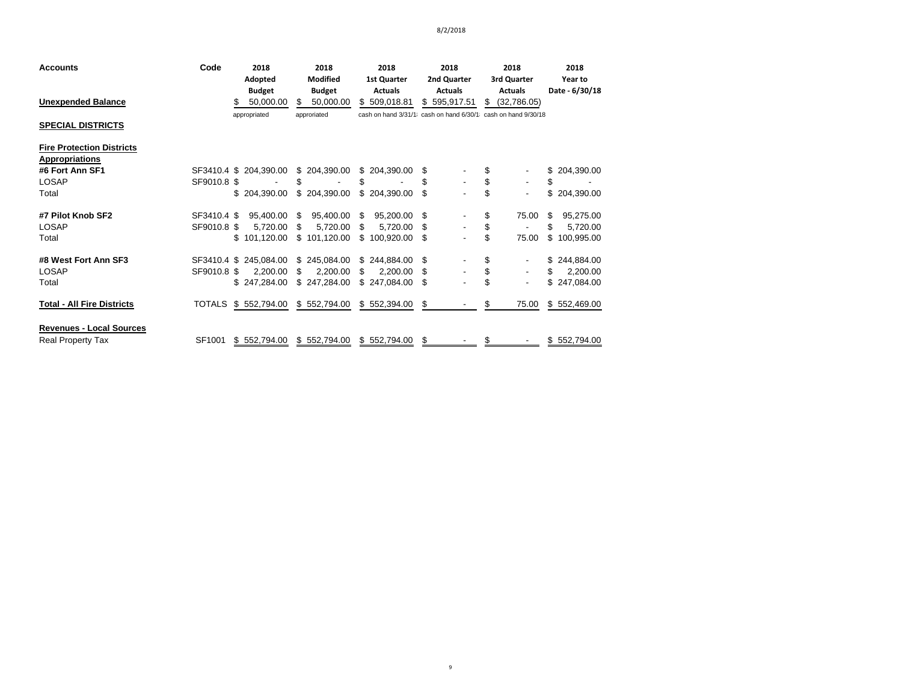8/2/2018

| Accounts | Code | 2018 Adopted Budget | 2018 Modified Budget | 2018 1st Quarter Actuals | 2018 2nd Quarter Actuals | 2018 3rd Quarter Actuals | 2018 Year to Date - 6/30/18 |
|---|---|---|---|---|---|---|---|
| **Unexpended Balance** | | $ 50,000.00 | $ 50,000.00 | $ 509,018.81 | $ 595,917.51 | $ (32,786.05) | |
| | | appropriated | approriated | cash on hand 3/31/1 | cash on hand 6/30/1 | cash on hand 9/30/18 | |
| **SPECIAL DISTRICTS** | | | | | | | |
| | | | | | | | |
| **Fire Protection Districts** | | | | | | | |
| **Appropriations** | | | | | | | |
| **#6 Fort Ann SF1** | SF3410.4 | $ 204,390.00 | $ 204,390.00 | $ 204,390.00 | $ - | $ - | $ 204,390.00 |
| LOSAP | SF9010.8 | $ - | $ - | $ - | $ - | $ - | $ - |
| Total | | $ 204,390.00 | $ 204,390.00 | $ 204,390.00 | $ - | $ - | $ 204,390.00 |
| | | | | | | | |
| **#7 Pilot Knob SF2** | SF3410.4 | $ 95,400.00 | $ 95,400.00 | $ 95,200.00 | $ - | $ 75.00 | $ 95,275.00 |
| LOSAP | SF9010.8 | $ 5,720.00 | $ 5,720.00 | $ 5,720.00 | $ - | $ - | $ 5,720.00 |
| Total | | $ 101,120.00 | $ 101,120.00 | $ 100,920.00 | $ - | $ 75.00 | $ 100,995.00 |
| | | | | | | | |
| **#8 West Fort Ann SF3** | SF3410.4 | $ 245,084.00 | $ 245,084.00 | $ 244,884.00 | $ - | $ - | $ 244,884.00 |
| LOSAP | SF9010.8 | $ 2,200.00 | $ 2,200.00 | $ 2,200.00 | $ - | $ - | $ 2,200.00 |
| Total | | $ 247,284.00 | $ 247,284.00 | $ 247,084.00 | $ - | $ - | $ 247,084.00 |
| | | | | | | | |
| **Total - All Fire Districts** | TOTALS | $ 552,794.00 | $ 552,794.00 | $ 552,394.00 | $ - | $ 75.00 | $ 552,469.00 |
| | | | | | | | |
| **Revenues - Local Sources** | | | | | | | |
| Real Property Tax | SF1001 | $ 552,794.00 | $ 552,794.00 | $ 552,794.00 | $ - | $ - | $ 552,794.00 |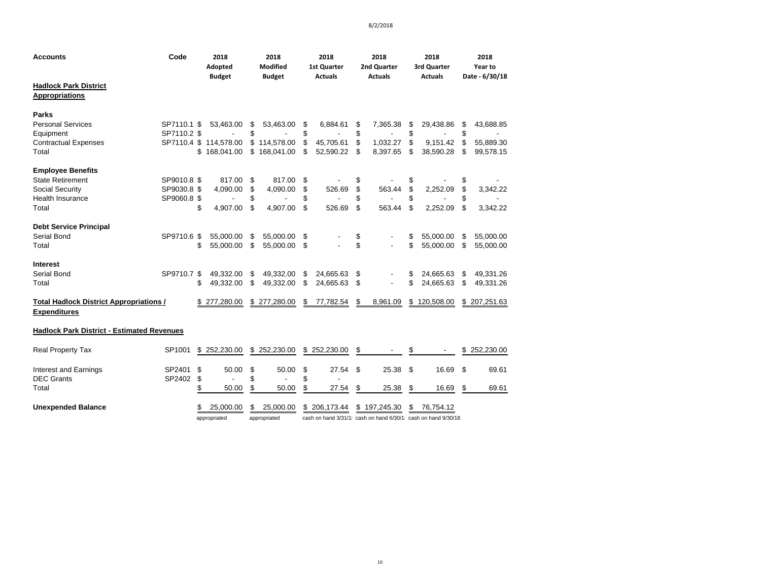8/2/2018

| Accounts | Code | 2018 Adopted Budget | 2018 Modified Budget | 2018 1st Quarter Actuals | 2018 2nd Quarter Actuals | 2018 3rd Quarter Actuals | 2018 Year to Date - 6/30/18 |
|---|---|---|---|---|---|---|---|
| **Hadlock Park District** | | | | | | | |
| **Appropriations** | | | | | | | |
| **Parks** | | | | | | | |
| Personal Services | SP7110.1 | $ 53,463.00 | $ 53,463.00 | $ 6,884.61 | $ 7,365.38 | $ 29,438.86 | $ 43,688.85 |
| Equipment | SP7110.2 | $ - | $ - | $ - | $ - | $ - | $ - |
| Contractual Expenses | SP7110.4 | $ 114,578.00 | $ 114,578.00 | $ 45,705.61 | $ 1,032.27 | $ 9,151.42 | $ 55,889.30 |
| Total | | $ 168,041.00 | $ 168,041.00 | $ 52,590.22 | $ 8,397.65 | $ 38,590.28 | $ 99,578.15 |
| **Employee Benefits** | | | | | | | |
| State Retirement | SP9010.8 | $ 817.00 | $ 817.00 | $ - | $ - | $ - | $ - |
| Social Security | SP9030.8 | $ 4,090.00 | $ 4,090.00 | $ 526.69 | $ 563.44 | $ 2,252.09 | $ 3,342.22 |
| Health Insurance | SP9060.8 | $ - | $ - | $ - | $ - | $ - | $ - |
| Total | | $ 4,907.00 | $ 4,907.00 | $ 526.69 | $ 563.44 | $ 2,252.09 | $ 3,342.22 |
| **Debt Service Principal** | | | | | | | |
| Serial Bond | SP9710.6 | $ 55,000.00 | $ 55,000.00 | $ - | $ - | $ 55,000.00 | $ 55,000.00 |
| Total | | $ 55,000.00 | $ 55,000.00 | $ - | $ - | $ 55,000.00 | $ 55,000.00 |
| **Interest** | | | | | | | |
| Serial Bond | SP9710.7 | $ 49,332.00 | $ 49,332.00 | $ 24,665.63 | $ - | $ 24,665.63 | $ 49,331.26 |
| Total | | $ 49,332.00 | $ 49,332.00 | $ 24,665.63 | $ - | $ 24,665.63 | $ 49,331.26 |
| **Total Hadlock District Appropriations / Expenditures** | | $ 277,280.00 | $ 277,280.00 | $ 77,782.54 | $ 8,961.09 | $ 120,508.00 | $ 207,251.63 |
| **Hadlock Park District - Estimated Revenues** | | | | | | | |
| Real Property Tax | SP1001 | $ 252,230.00 | $ 252,230.00 | $ 252,230.00 | $ - | $ - | $ 252,230.00 |
| Interest and Earnings | SP2401 | $ 50.00 | $ 50.00 | $ 27.54 | $ 25.38 | $ 16.69 | $ 69.61 |
| DEC Grants | SP2402 | $ - | $ - | $ - | | | |
| Total | | $ 50.00 | $ 50.00 | $ 27.54 | $ 25.38 | $ 16.69 | $ 69.61 |
| **Unexpended Balance** | | $ 25,000.00 | $ 25,000.00 | $ 206,173.44 | $ 197,245.30 | $ 76,754.12 | |
| | | appropriated | appropriated | cash on hand 3/31/1 | cash on hand 6/30/1 | cash on hand 9/30/18 | |